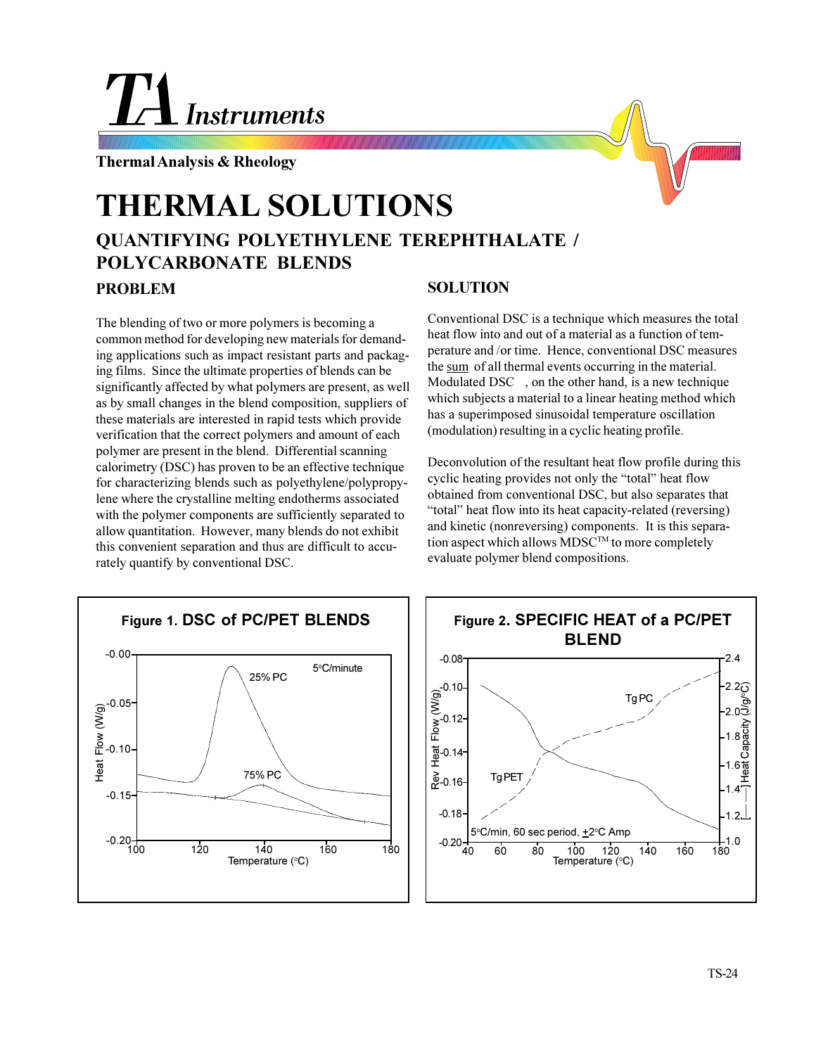# THERMAL SOLUTIONS

## QUANTIFYING POLYETHYLENE TEREPHTHALATE / POLYCARBONATE BLENDS

### PROBLEM

The blending of two or more polymers is becoming a common method for developing new materials for demanding applications such as impact resistant parts and packaging films. Since the ultimate properties of blends can be significantly affected by what polymers are present, as well as by small changes in the blend composition, suppliers of these materials are interested in rapid tests which provide verification that the correct polymers and amount of each polymer are present in the blend. Differential scanning calorimetry (DSC) has proven to be an effective technique for characterizing blends such as polyethylene/polypropylene where the crystalline melting endotherms associated with the polymer components are sufficiently separated to allow quantitation. However, many blends do not exhibit this convenient separation and thus are difficult to accurately quantify by conventional DSC.

### SOLUTION

Conventional DSC is a technique which measures the total heat flow into and out of a material as a function of temperature and /or time. Hence, conventional DSC measures the sum of all thermal events occurring in the material. Modulated DSC , on the other hand, is a new technique which subjects a material to a linear heating method which has a superimposed sinusoidal temperature oscillation (modulation) resulting in a cyclic heating profile.

Deconvolution of the resultant heat flow profile during this cyclic heating provides not only the “total” heat flow obtained from conventional DSC, but also separates that “total” heat flow into its heat capacity-related (reversing) and kinetic (nonreversing) components. It is this separation aspect which allows MDSC™ to more completely evaluate polymer blend compositions.

**Figure 1.** DSC of PC/PET BLENDS

**Figure 2.** SPECIFIC HEAT of a PC/PET BLEND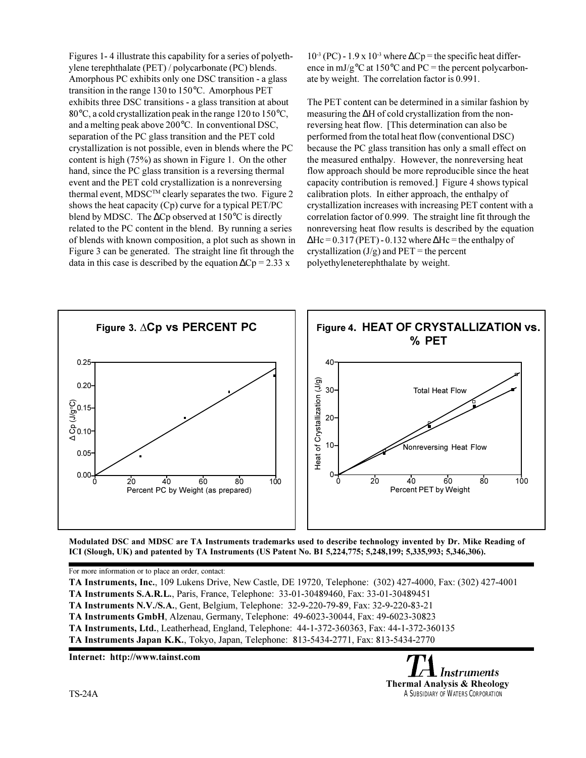Figures 1- 4 illustrate this capability for a series of polyethylene terephthalate (PET) / polycarbonate (PC) blends. Amorphous PC exhibits only one DSC transition - a glass transition in the range 130 to 150°C. Amorphous PET exhibits three DSC transitions - a glass transition at about 80°C, a cold crystallization peak in the range 120 to 150°C, and a melting peak above 200°C. In conventional DSC, separation of the PC glass transition and the PET cold crystallization is not possible, even in blends where the PC content is high (75%) as shown in Figure 1. On the other hand, since the PC glass transition is a reversing thermal event and the PET cold crystallization is a nonreversing thermal event, MDSC™ clearly separates the two. Figure 2 shows the heat capacity (Cp) curve for a typical PET/PC blend by MDSC. The ΔCp observed at 150°C is directly related to the PC content in the blend. By running a series of blends with known composition, a plot such as shown in Figure 3 can be generated. The straight line fit through the data in this case is described by the equation $\Delta Cp = 2.33 \times 10^{-3}$ (PC) - $1.9 \times 10^{-3}$ where ΔCp = the specific heat difference in mJ/g°C at 150°C and PC = the percent polycarbonate by weight. The correlation factor is 0.991.

The PET content can be determined in a similar fashion by measuring the ΔH of cold crystallization from the nonreversing heat flow. [This determination can also be performed from the total heat flow (conventional DSC) because the PC glass transition has only a small effect on the measured enthalpy. However, the nonreversing heat flow approach should be more reproducible since the heat capacity contribution is removed.] Figure 4 shows typical calibration plots. In either approach, the enthalpy of crystallization increases with increasing PET content with a correlation factor of 0.999. The straight line fit through the nonreversing heat flow results is described by the equation $\Delta Hc = 0.317$ (PET) - 0.132 where ΔHc = the enthalpy of crystallization (J/g) and PET = the percent polyethyleneterephthalate by weight.

**Figure 3.** ΔCp vs PERCENT PC

ΔCp (J/g°C)
0.00
0.05
0.10
0.15
0.20
0.25
0
20
40
60
80
100
Percent PC by Weight (as prepared)

**Figure 4.** HEAT OF CRYSTALLIZATION vs. % PET

Heat of Crystallization (J/g)
0
10
20
30
40
Total Heat Flow
Nonreversing Heat Flow
0
20
40
60
80
100
Percent PET by Weight

**Modulated DSC and MDSC are TA Instruments trademarks used to describe technology invented by Dr. Mike Reading of ICI (Slough, UK) and patented by TA Instruments (US Patent No. B1 5,224,775; 5,248,199; 5,335,993; 5,346,306).**

For more information or to place an order, contact:

**TA Instruments, Inc.**, 109 Lukens Drive, New Castle, DE 19720, Telephone: (302) 427-4000, Fax: (302) 427-4001
**TA Instruments S.A.R.L.**, Paris, France, Telephone: 33-01-30489460, Fax: 33-01-30489451
**TA Instruments N.V./S.A.**, Gent, Belgium, Telephone: 32-9-220-79-89, Fax: 32-9-220-83-21
**TA Instruments GmbH**, Alzenau, Germany, Telephone: 49-6023-30044, Fax: 49-6023-30823
**TA Instruments, Ltd.**, Leatherhead, England, Telephone: 44-1-372-360363, Fax: 44-1-372-360135
**TA Instruments Japan K.K.**, Tokyo, Japan, Telephone: 813-5434-2771, Fax: 813-5434-2770

**Internet: http://www.tainst.com**

TA Instruments
**Thermal Analysis & Rheology**
A SUBSIDIARY OF WATERS CORPORATION

TS-24A